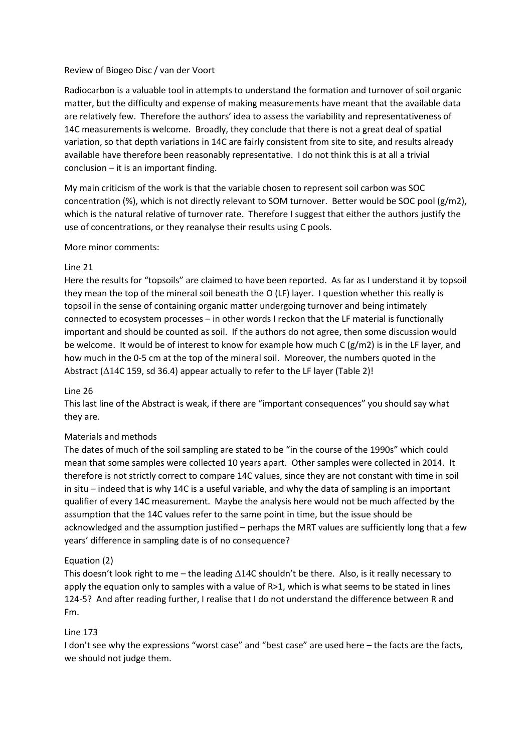Review of Biogeo Disc / van der Voort

Radiocarbon is a valuable tool in attempts to understand the formation and turnover of soil organic matter, but the difficulty and expense of making measurements have meant that the available data are relatively few. Therefore the authors' idea to assess the variability and representativeness of 14C measurements is welcome. Broadly, they conclude that there is not a great deal of spatial variation, so that depth variations in 14C are fairly consistent from site to site, and results already available have therefore been reasonably representative. I do not think this is at all a trivial conclusion – it is an important finding.

My main criticism of the work is that the variable chosen to represent soil carbon was SOC concentration (%), which is not directly relevant to SOM turnover. Better would be SOC pool (g/m2), which is the natural relative of turnover rate. Therefore I suggest that either the authors justify the use of concentrations, or they reanalyse their results using C pools.

More minor comments:

Line 21

Here the results for "topsoils" are claimed to have been reported. As far as I understand it by topsoil they mean the top of the mineral soil beneath the O (LF) layer. I question whether this really is topsoil in the sense of containing organic matter undergoing turnover and being intimately connected to ecosystem processes – in other words I reckon that the LF material is functionally important and should be counted as soil. If the authors do not agree, then some discussion would be welcome. It would be of interest to know for example how much C (g/m2) is in the LF layer, and how much in the 0-5 cm at the top of the mineral soil. Moreover, the numbers quoted in the Abstract ($\Delta$14C 159, sd 36.4) appear actually to refer to the LF layer (Table 2)!

Line 26

This last line of the Abstract is weak, if there are "important consequences" you should say what they are.

Materials and methods

The dates of much of the soil sampling are stated to be "in the course of the 1990s" which could mean that some samples were collected 10 years apart. Other samples were collected in 2014. It therefore is not strictly correct to compare 14C values, since they are not constant with time in soil in situ – indeed that is why 14C is a useful variable, and why the data of sampling is an important qualifier of every 14C measurement. Maybe the analysis here would not be much affected by the assumption that the 14C values refer to the same point in time, but the issue should be acknowledged and the assumption justified – perhaps the MRT values are sufficiently long that a few years' difference in sampling date is of no consequence?

Equation (2)

This doesn't look right to me – the leading $\Delta$14C shouldn't be there. Also, is it really necessary to apply the equation only to samples with a value of R>1, which is what seems to be stated in lines 124-5? And after reading further, I realise that I do not understand the difference between R and Fm.

Line 173

I don't see why the expressions "worst case" and "best case" are used here – the facts are the facts, we should not judge them.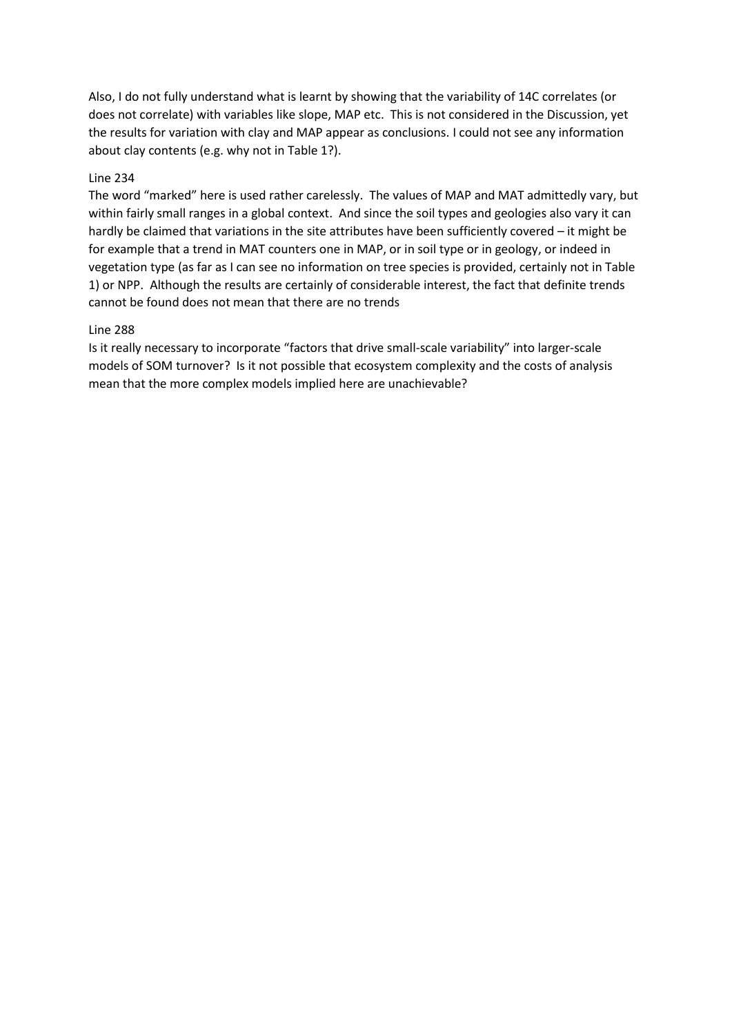Also, I do not fully understand what is learnt by showing that the variability of 14C correlates (or does not correlate) with variables like slope, MAP etc. This is not considered in the Discussion, yet the results for variation with clay and MAP appear as conclusions. I could not see any information about clay contents (e.g. why not in Table 1?).

Line 234

The word "marked" here is used rather carelessly. The values of MAP and MAT admittedly vary, but within fairly small ranges in a global context. And since the soil types and geologies also vary it can hardly be claimed that variations in the site attributes have been sufficiently covered – it might be for example that a trend in MAT counters one in MAP, or in soil type or in geology, or indeed in vegetation type (as far as I can see no information on tree species is provided, certainly not in Table 1) or NPP. Although the results are certainly of considerable interest, the fact that definite trends cannot be found does not mean that there are no trends

Line 288

Is it really necessary to incorporate "factors that drive small-scale variability" into larger-scale models of SOM turnover? Is it not possible that ecosystem complexity and the costs of analysis mean that the more complex models implied here are unachievable?